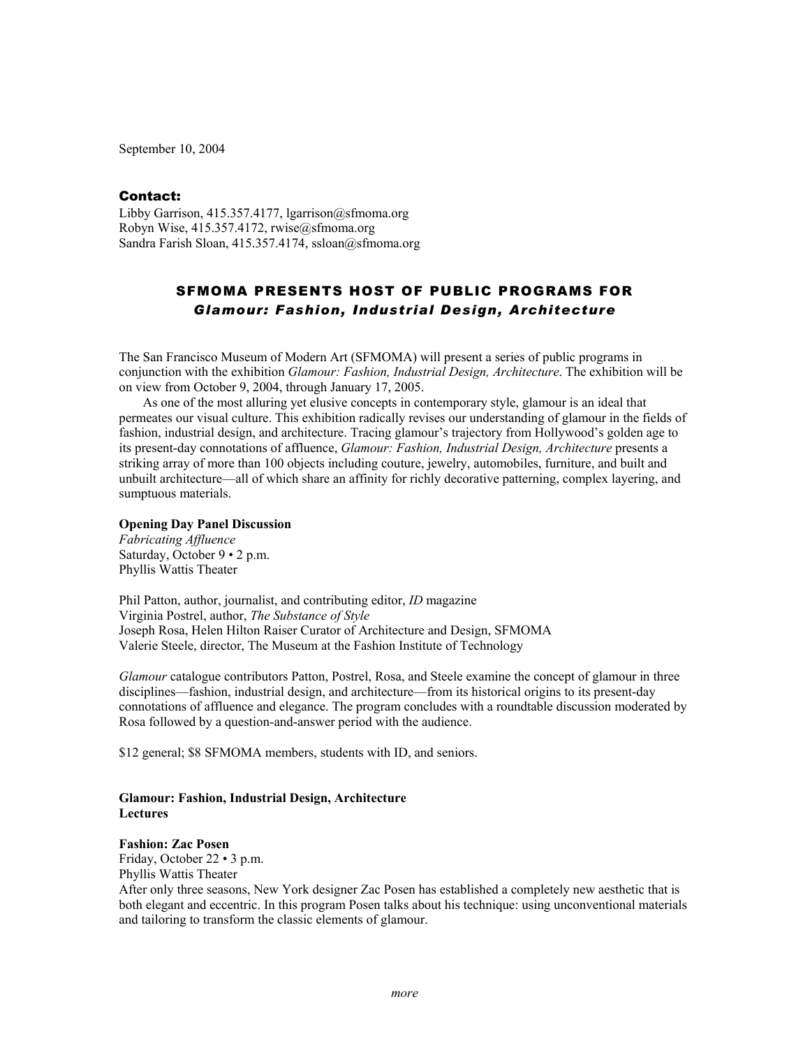September 10, 2004

**Contact:**

Libby Garrison, 415.357.4177, lgarrison@sfmoma.org
Robyn Wise, 415.357.4172, rwise@sfmoma.org
Sandra Farish Sloan, 415.357.4174, ssloan@sfmoma.org

# SFMOMA PRESENTS HOST OF PUBLIC PROGRAMS FOR *Glamour: Fashion, Industrial Design, Architecture*

The San Francisco Museum of Modern Art (SFMOMA) will present a series of public programs in conjunction with the exhibition *Glamour: Fashion, Industrial Design, Architecture*. The exhibition will be on view from October 9, 2004, through January 17, 2005.

As one of the most alluring yet elusive concepts in contemporary style, glamour is an ideal that permeates our visual culture. This exhibition radically revises our understanding of glamour in the fields of fashion, industrial design, and architecture. Tracing glamour's trajectory from Hollywood's golden age to its present-day connotations of affluence, *Glamour: Fashion, Industrial Design, Architecture* presents a striking array of more than 100 objects including couture, jewelry, automobiles, furniture, and built and unbuilt architecture—all of which share an affinity for richly decorative patterning, complex layering, and sumptuous materials.

**Opening Day Panel Discussion**
*Fabricating Affluence*
Saturday, October 9 • 2 p.m.
Phyllis Wattis Theater

Phil Patton, author, journalist, and contributing editor, *ID* magazine
Virginia Postrel, author, *The Substance of Style*
Joseph Rosa, Helen Hilton Raiser Curator of Architecture and Design, SFMOMA
Valerie Steele, director, The Museum at the Fashion Institute of Technology

*Glamour* catalogue contributors Patton, Postrel, Rosa, and Steele examine the concept of glamour in three disciplines—fashion, industrial design, and architecture—from its historical origins to its present-day connotations of affluence and elegance. The program concludes with a roundtable discussion moderated by Rosa followed by a question-and-answer period with the audience.

$12 general; $8 SFMOMA members, students with ID, and seniors.

**Glamour: Fashion, Industrial Design, Architecture**
**Lectures**

**Fashion: Zac Posen**
Friday, October 22 • 3 p.m.
Phyllis Wattis Theater
After only three seasons, New York designer Zac Posen has established a completely new aesthetic that is both elegant and eccentric. In this program Posen talks about his technique: using unconventional materials and tailoring to transform the classic elements of glamour.

*more*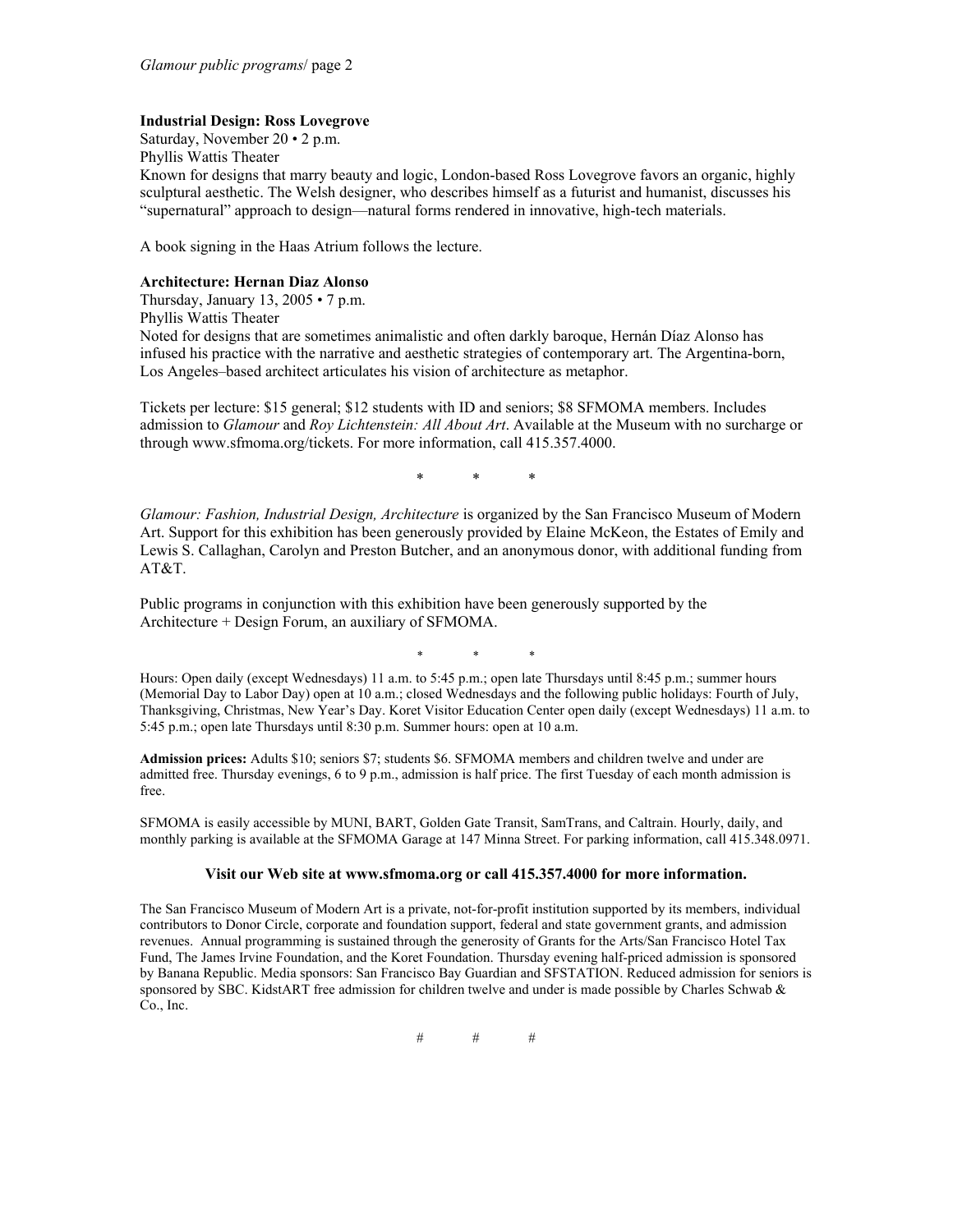**Industrial Design: Ross Lovegrove**
Saturday, November 20 • 2 p.m.
Phyllis Wattis Theater
Known for designs that marry beauty and logic, London-based Ross Lovegrove favors an organic, highly sculptural aesthetic. The Welsh designer, who describes himself as a futurist and humanist, discusses his "supernatural" approach to design—natural forms rendered in innovative, high-tech materials.

A book signing in the Haas Atrium follows the lecture.

**Architecture: Hernan Diaz Alonso**
Thursday, January 13, 2005 • 7 p.m.
Phyllis Wattis Theater
Noted for designs that are sometimes animalistic and often darkly baroque, Hernán Díaz Alonso has infused his practice with the narrative and aesthetic strategies of contemporary art. The Argentina-born, Los Angeles–based architect articulates his vision of architecture as metaphor.

Tickets per lecture: $15 general; $12 students with ID and seniors; $8 SFMOMA members. Includes admission to *Glamour* and *Roy Lichtenstein: All About Art*. Available at the Museum with no surcharge or through www.sfmoma.org/tickets. For more information, call 415.357.4000.

\* \* \*

*Glamour: Fashion, Industrial Design, Architecture* is organized by the San Francisco Museum of Modern Art. Support for this exhibition has been generously provided by Elaine McKeon, the Estates of Emily and Lewis S. Callaghan, Carolyn and Preston Butcher, and an anonymous donor, with additional funding from AT&T.

Public programs in conjunction with this exhibition have been generously supported by the Architecture + Design Forum, an auxiliary of SFMOMA.

\* \* \*

Hours: Open daily (except Wednesdays) 11 a.m. to 5:45 p.m.; open late Thursdays until 8:45 p.m.; summer hours (Memorial Day to Labor Day) open at 10 a.m.; closed Wednesdays and the following public holidays: Fourth of July, Thanksgiving, Christmas, New Year's Day. Koret Visitor Education Center open daily (except Wednesdays) 11 a.m. to 5:45 p.m.; open late Thursdays until 8:30 p.m. Summer hours: open at 10 a.m.

**Admission prices:** Adults $10; seniors $7; students $6. SFMOMA members and children twelve and under are admitted free. Thursday evenings, 6 to 9 p.m., admission is half price. The first Tuesday of each month admission is free.

SFMOMA is easily accessible by MUNI, BART, Golden Gate Transit, SamTrans, and Caltrain. Hourly, daily, and monthly parking is available at the SFMOMA Garage at 147 Minna Street. For parking information, call 415.348.0971.

**Visit our Web site at www.sfmoma.org or call 415.357.4000 for more information.**

The San Francisco Museum of Modern Art is a private, not-for-profit institution supported by its members, individual contributors to Donor Circle, corporate and foundation support, federal and state government grants, and admission revenues. Annual programming is sustained through the generosity of Grants for the Arts/San Francisco Hotel Tax Fund, The James Irvine Foundation, and the Koret Foundation. Thursday evening half-priced admission is sponsored by Banana Republic. Media sponsors: San Francisco Bay Guardian and SFSTATION. Reduced admission for seniors is sponsored by SBC. KidstART free admission for children twelve and under is made possible by Charles Schwab & Co., Inc.

# # #